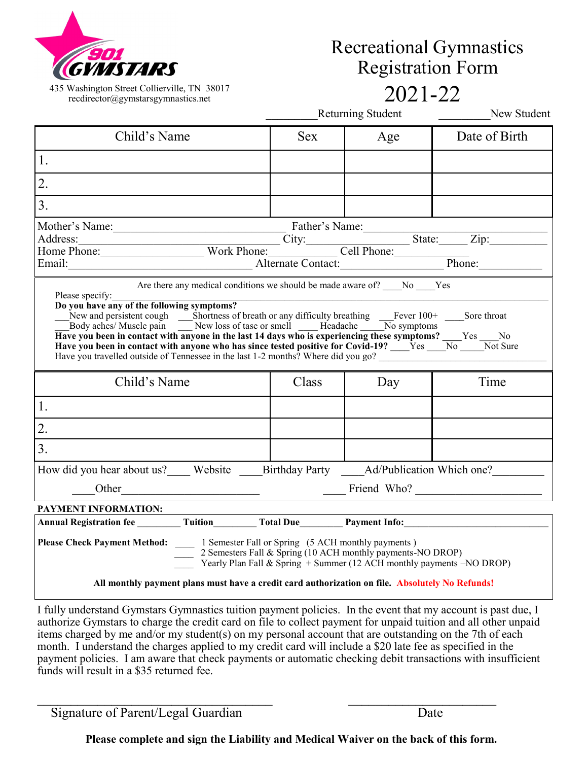901 GYMSTARS

435 Washington Street Collierville, TN 38017
recdirector@gymstarsgymnastics.net

# Recreational Gymnastics Registration Form 2021-22

_________Returning Student _________New Student

| Child's Name | Sex | Age | Date of Birth |
|---|---|---|---|
| 1. | | | |
| 2. | | | |
| 3. | | | |

Mother's Name:______________________________ Father's Name:______________________________
Address:______________________________ City:________________ State:_____ Zip:__________
Home Phone:__________________ Work Phone:____________ Cell Phone:____________
Email:______________________________ Alternate Contact:________________ Phone:___________

Are there any medical conditions we should be made aware of? ____No ____Yes

Please specify:______________________________________________________________

**Do you have any of the following symptoms?**

___New and persistent cough ___Shortness of breath or any difficulty breathing ___Fever 100+ ____Sore throat
___Body aches/ Muscle pain ___ New loss of tase or smell ____ Headache _____No symptoms

**Have you been in contact with anyone in the last 14 days who is experiencing these symptoms?** ____Yes ____No

**Have you been in contact with anyone who has since tested positive for Covid-19?** ____Yes ____No _____Not Sure

Have you travelled outside of Tennessee in the last 1-2 months? Where did you go? ______________________________

| Child's Name | Class | Day | Time |
|---|---|---|---|
| 1. | | | |
| 2. | | | |
| 3. | | | |

How did you hear about us?____ Website ____Birthday Party ____Ad/Publication Which one?_________

____Other________________________ ____ Friend Who? ____________________

**PAYMENT INFORMATION:**

**Annual Registration fee ________ Tuition________ Total Due________ Payment Info:_________________________**

**Please Check Payment Method:**
____ 1 Semester Fall or Spring (5 ACH monthly payments )
____ 2 Semesters Fall & Spring (10 ACH monthly payments-NO DROP)
____ Yearly Plan Fall & Spring + Summer (12 ACH monthly payments –NO DROP)

**All monthly payment plans must have a credit card authorization on file. Absolutely No Refunds!**

I fully understand Gymstars Gymnastics tuition payment policies. In the event that my account is past due, I authorize Gymstars to charge the credit card on file to collect payment for unpaid tuition and all other unpaid items charged by me and/or my student(s) on my personal account that are outstanding on the 7th of each month. I understand the charges applied to my credit card will include a $20 late fee as specified in the payment policies. I am aware that check payments or automatic checking debit transactions with insufficient funds will result in a $35 returned fee.

______________________________________ ________________________

Signature of Parent/Legal Guardian Date

**Please complete and sign the Liability and Medical Waiver on the back of this form.**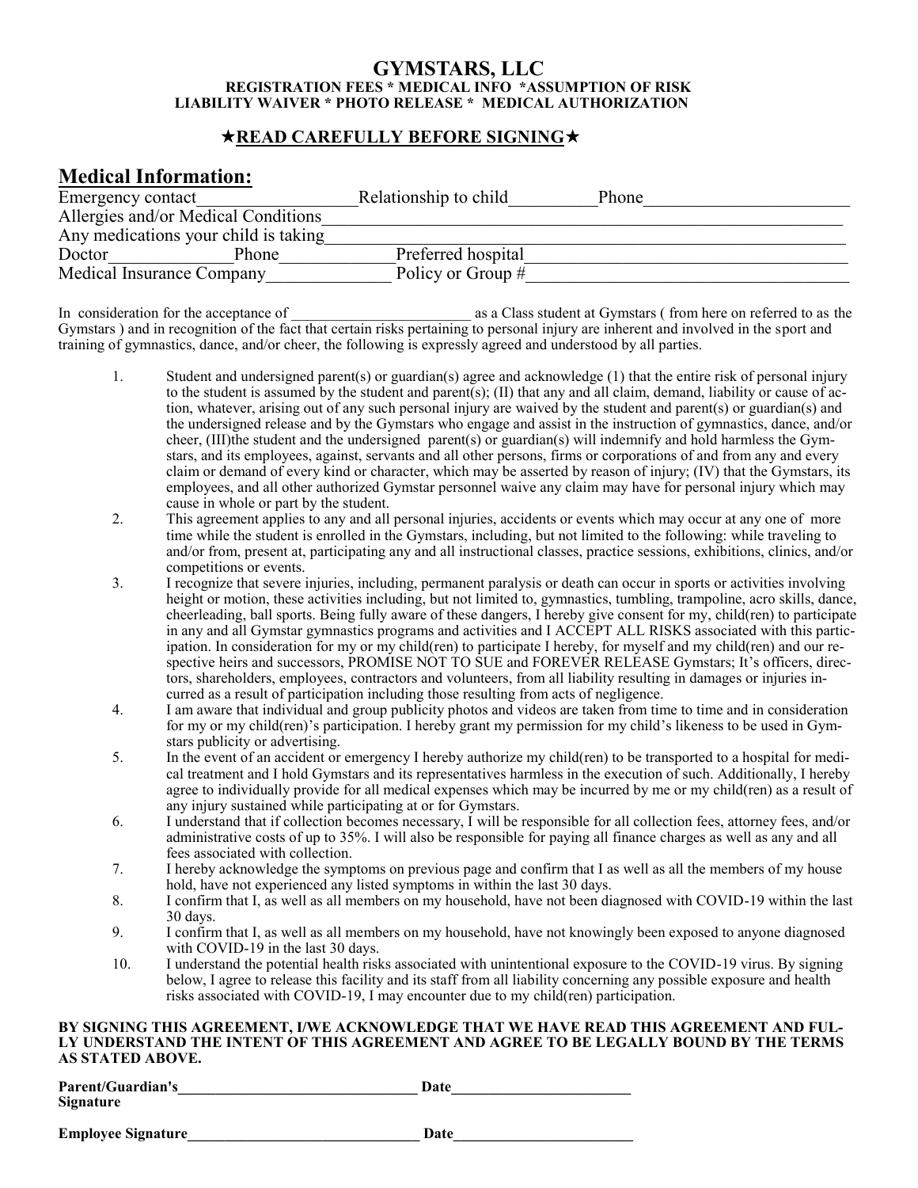# GYMSTARS, LLC

**REGISTRATION FEES * MEDICAL INFO *ASSUMPTION OF RISK**
**LIABILITY WAIVER * PHOTO RELEASE * MEDICAL AUTHORIZATION**

**★READ CAREFULLY BEFORE SIGNING★**

## Medical Information:

Emergency contact__________________ Relationship to child__________ Phone________________________

Allergies and/or Medical Conditions____________________________________________________________

Any medications your child is taking___________________________________________________________

Doctor______________ Phone____________ Preferred hospital____________________________________

Medical Insurance Company______________ Policy or Group #____________________________________

In consideration for the acceptance of ________________________ as a Class student at Gymstars ( from here on referred to as the Gymstars ) and in recognition of the fact that certain risks pertaining to personal injury are inherent and involved in the sport and training of gymnastics, dance, and/or cheer, the following is expressly agreed and understood by all parties.

1. Student and undersigned parent(s) or guardian(s) agree and acknowledge (1) that the entire risk of personal injury to the student is assumed by the student and parent(s); (II) that any and all claim, demand, liability or cause of action, whatever, arising out of any such personal injury are waived by the student and parent(s) or guardian(s) and the undersigned release and by the Gymstars who engage and assist in the instruction of gymnastics, dance, and/or cheer, (III)the student and the undersigned parent(s) or guardian(s) will indemnify and hold harmless the Gymstars, and its employees, against, servants and all other persons, firms or corporations of and from any and every claim or demand of every kind or character, which may be asserted by reason of injury; (IV) that the Gymstars, its employees, and all other authorized Gymstar personnel waive any claim may have for personal injury which may cause in whole or part by the student.
2. This agreement applies to any and all personal injuries, accidents or events which may occur at any one of more time while the student is enrolled in the Gymstars, including, but not limited to the following: while traveling to and/or from, present at, participating any and all instructional classes, practice sessions, exhibitions, clinics, and/or competitions or events.
3. I recognize that severe injuries, including, permanent paralysis or death can occur in sports or activities involving height or motion, these activities including, but not limited to, gymnastics, tumbling, trampoline, acro skills, dance, cheerleading, ball sports. Being fully aware of these dangers, I hereby give consent for my, child(ren) to participate in any and all Gymstar gymnastics programs and activities and I ACCEPT ALL RISKS associated with this participation. In consideration for my or my child(ren) to participate I hereby, for myself and my child(ren) and our respective heirs and successors, PROMISE NOT TO SUE and FOREVER RELEASE Gymstars; It's officers, directors, shareholders, employees, contractors and volunteers, from all liability resulting in damages or injuries incurred as a result of participation including those resulting from acts of negligence.
4. I am aware that individual and group publicity photos and videos are taken from time to time and in consideration for my or my child(ren)'s participation. I hereby grant my permission for my child's likeness to be used in Gymstars publicity or advertising.
5. In the event of an accident or emergency I hereby authorize my child(ren) to be transported to a hospital for medical treatment and I hold Gymstars and its representatives harmless in the execution of such. Additionally, I hereby agree to individually provide for all medical expenses which may be incurred by me or my child(ren) as a result of any injury sustained while participating at or for Gymstars.
6. I understand that if collection becomes necessary, I will be responsible for all collection fees, attorney fees, and/or administrative costs of up to 35%. I will also be responsible for paying all finance charges as well as any and all fees associated with collection.
7. I hereby acknowledge the symptoms on previous page and confirm that I as well as all the members of my house hold, have not experienced any listed symptoms in within the last 30 days.
8. I confirm that I, as well as all members on my household, have not been diagnosed with COVID-19 within the last 30 days.
9. I confirm that I, as well as all members on my household, have not knowingly been exposed to anyone diagnosed with COVID-19 in the last 30 days.
10. I understand the potential health risks associated with unintentional exposure to the COVID-19 virus. By signing below, I agree to release this facility and its staff from all liability concerning any possible exposure and health risks associated with COVID-19, I may encounter due to my child(ren) participation.

**BY SIGNING THIS AGREEMENT, I/WE ACKNOWLEDGE THAT WE HAVE READ THIS AGREEMENT AND FULLY UNDERSTAND THE INTENT OF THIS AGREEMENT AND AGREE TO BE LEGALLY BOUND BY THE TERMS AS STATED ABOVE.**

**Parent/Guardian's Signature**________________________________ **Date**________________________

**Employee Signature**________________________________ **Date**________________________